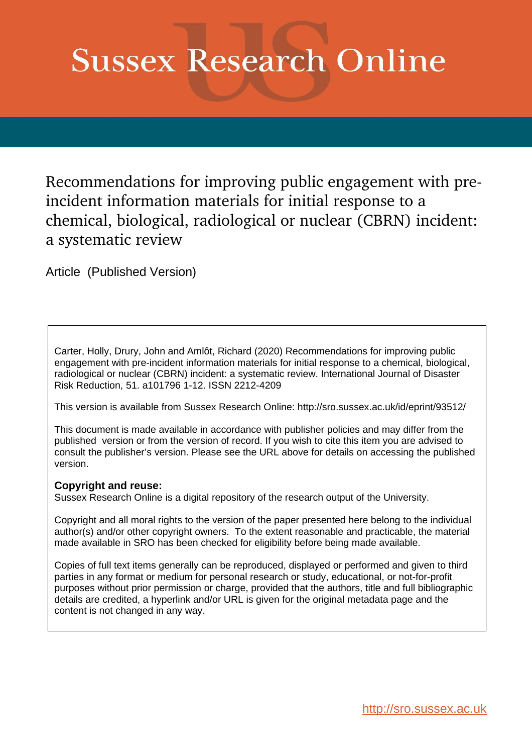# Sussex Research Online

# Recommendations for improving public engagement with pre-incident information materials for initial response to a chemical, biological, radiological or nuclear (CBRN) incident: a systematic review

Article (Published Version)

Carter, Holly, Drury, John and Amlôt, Richard (2020) Recommendations for improving public engagement with pre-incident information materials for initial response to a chemical, biological, radiological or nuclear (CBRN) incident: a systematic review. International Journal of Disaster Risk Reduction, 51. a101796 1-12. ISSN 2212-4209

This version is available from Sussex Research Online: http://sro.sussex.ac.uk/id/eprint/93512/

This document is made available in accordance with publisher policies and may differ from the published version or from the version of record. If you wish to cite this item you are advised to consult the publisher's version. Please see the URL above for details on accessing the published version.

**Copyright and reuse:**
Sussex Research Online is a digital repository of the research output of the University.

Copyright and all moral rights to the version of the paper presented here belong to the individual author(s) and/or other copyright owners. To the extent reasonable and practicable, the material made available in SRO has been checked for eligibility before being made available.

Copies of full text items generally can be reproduced, displayed or performed and given to third parties in any format or medium for personal research or study, educational, or not-for-profit purposes without prior permission or charge, provided that the authors, title and full bibliographic details are credited, a hyperlink and/or URL is given for the original metadata page and the content is not changed in any way.

http://sro.sussex.ac.uk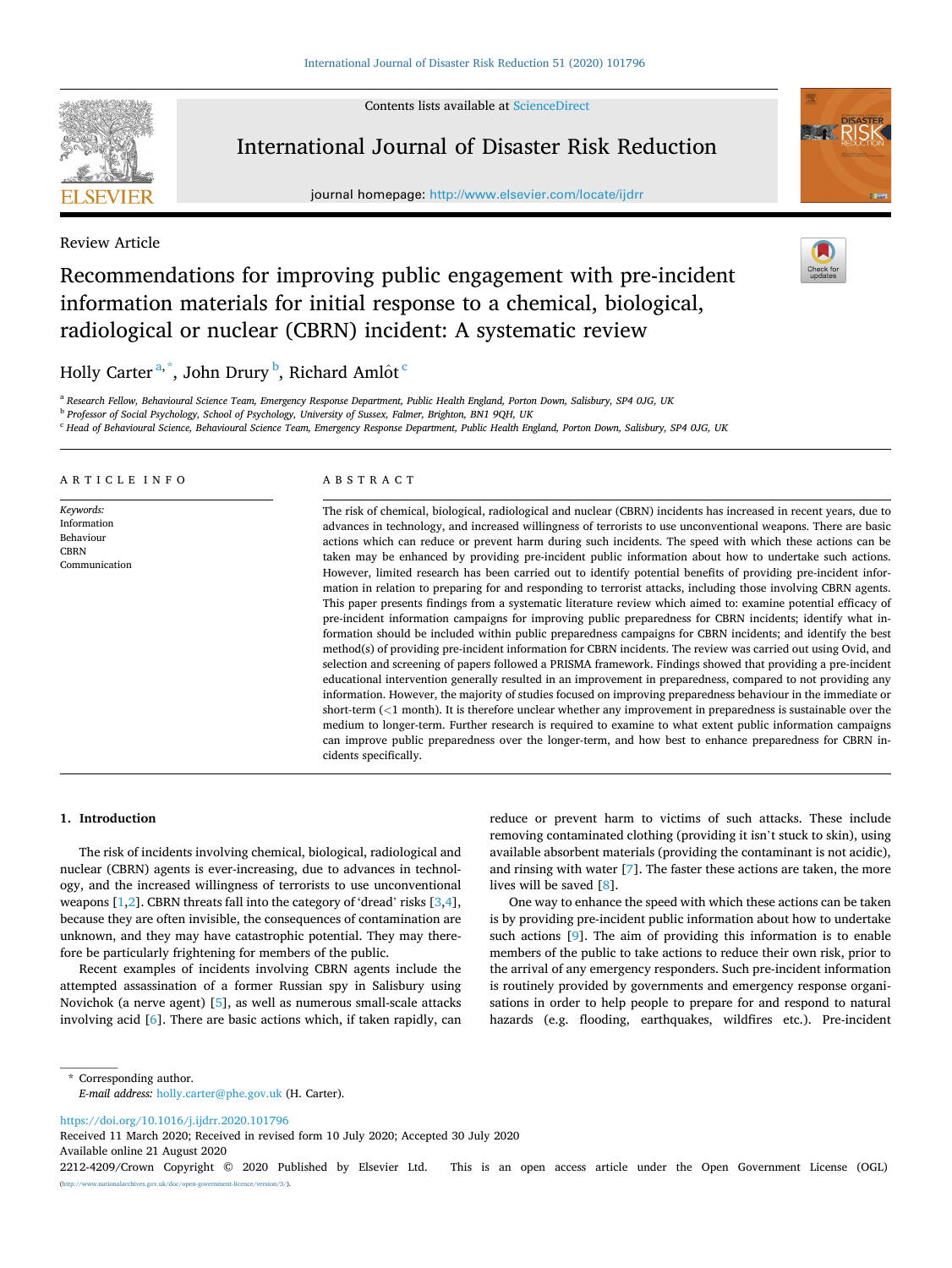Review Article

# Recommendations for improving public engagement with pre-incident information materials for initial response to a chemical, biological, radiological or nuclear (CBRN) incident: A systematic review

Holly Carter [a,*], John Drury [b], Richard Amlôt [c]

[a] Research Fellow, Behavioural Science Team, Emergency Response Department, Public Health England, Porton Down, Salisbury, SP4 0JG, UK

[b] Professor of Social Psychology, School of Psychology, University of Sussex, Falmer, Brighton, BN1 9QH, UK

[c] Head of Behavioural Science, Behavioural Science Team, Emergency Response Department, Public Health England, Porton Down, Salisbury, SP4 0JG, UK

## ARTICLE INFO

*Keywords:*
Information
Behaviour
CBRN
Communication

## ABSTRACT

The risk of chemical, biological, radiological and nuclear (CBRN) incidents has increased in recent years, due to advances in technology, and increased willingness of terrorists to use unconventional weapons. There are basic actions which can reduce or prevent harm during such incidents. The speed with which these actions can be taken may be enhanced by providing pre-incident public information about how to undertake such actions. However, limited research has been carried out to identify potential benefits of providing pre-incident information in relation to preparing for and responding to terrorist attacks, including those involving CBRN agents. This paper presents findings from a systematic literature review which aimed to: examine potential efficacy of pre-incident information campaigns for improving public preparedness for CBRN incidents; identify what information should be included within public preparedness campaigns for CBRN incidents; and identify the best method(s) of providing pre-incident information for CBRN incidents. The review was carried out using Ovid, and selection and screening of papers followed a PRISMA framework. Findings showed that providing a pre-incident educational intervention generally resulted in an improvement in preparedness, compared to not providing any information. However, the majority of studies focused on improving preparedness behaviour in the immediate or short-term (<1 month). It is therefore unclear whether any improvement in preparedness is sustainable over the medium to longer-term. Further research is required to examine to what extent public information campaigns can improve public preparedness over the longer-term, and how best to enhance preparedness for CBRN incidents specifically.

## 1. Introduction

The risk of incidents involving chemical, biological, radiological and nuclear (CBRN) agents is ever-increasing, due to advances in technology, and the increased willingness of terrorists to use unconventional weapons [1,2]. CBRN threats fall into the category of 'dread' risks [3,4], because they are often invisible, the consequences of contamination are unknown, and they may have catastrophic potential. They may therefore be particularly frightening for members of the public.

Recent examples of incidents involving CBRN agents include the attempted assassination of a former Russian spy in Salisbury using Novichok (a nerve agent) [5], as well as numerous small-scale attacks involving acid [6]. There are basic actions which, if taken rapidly, can reduce or prevent harm to victims of such attacks. These include removing contaminated clothing (providing it isn't stuck to skin), using available absorbent materials (providing the contaminant is not acidic), and rinsing with water [7]. The faster these actions are taken, the more lives will be saved [8].

One way to enhance the speed with which these actions can be taken is by providing pre-incident public information about how to undertake such actions [9]. The aim of providing this information is to enable members of the public to take actions to reduce their own risk, prior to the arrival of any emergency responders. Such pre-incident information is routinely provided by governments and emergency response organisations in order to help people to prepare for and respond to natural hazards (e.g. flooding, earthquakes, wildfires etc.). Pre-incident

\* Corresponding author.
*E-mail address:* holly.carter@phe.gov.uk (H. Carter).

https://doi.org/10.1016/j.ijdrr.2020.101796
Received 11 March 2020; Received in revised form 10 July 2020; Accepted 30 July 2020
Available online 21 August 2020
2212-4209/Crown Copyright © 2020 Published by Elsevier Ltd. This is an open access article under the Open Government License (OGL) (http://www.nationalarchives.gov.uk/doc/open-government-licence/version/3/).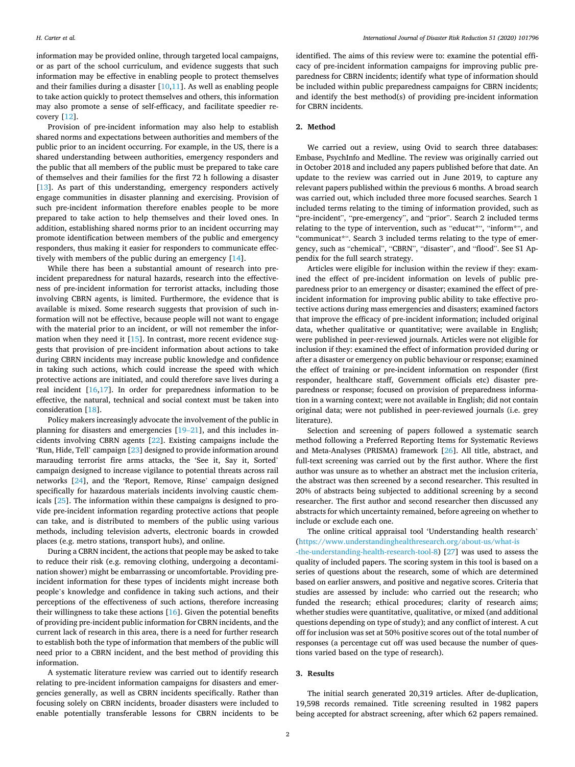information may be provided online, through targeted local campaigns, or as part of the school curriculum, and evidence suggests that such information may be effective in enabling people to protect themselves and their families during a disaster [10,11]. As well as enabling people to take action quickly to protect themselves and others, this information may also promote a sense of self-efficacy, and facilitate speedier recovery [12].

Provision of pre-incident information may also help to establish shared norms and expectations between authorities and members of the public prior to an incident occurring. For example, in the US, there is a shared understanding between authorities, emergency responders and the public that all members of the public must be prepared to take care of themselves and their families for the first 72 h following a disaster [13]. As part of this understanding, emergency responders actively engage communities in disaster planning and exercising. Provision of such pre-incident information therefore enables people to be more prepared to take action to help themselves and their loved ones. In addition, establishing shared norms prior to an incident occurring may promote identification between members of the public and emergency responders, thus making it easier for responders to communicate effectively with members of the public during an emergency [14].

While there has been a substantial amount of research into pre-incident preparedness for natural hazards, research into the effectiveness of pre-incident information for terrorist attacks, including those involving CBRN agents, is limited. Furthermore, the evidence that is available is mixed. Some research suggests that provision of such information will not be effective, because people will not want to engage with the material prior to an incident, or will not remember the information when they need it [15]. In contrast, more recent evidence suggests that provision of pre-incident information about actions to take during CBRN incidents may increase public knowledge and confidence in taking such actions, which could increase the speed with which protective actions are initiated, and could therefore save lives during a real incident [16,17]. In order for preparedness information to be effective, the natural, technical and social context must be taken into consideration [18].

Policy makers increasingly advocate the involvement of the public in planning for disasters and emergencies [19–21], and this includes incidents involving CBRN agents [22]. Existing campaigns include the 'Run, Hide, Tell' campaign [23] designed to provide information around marauding terrorist fire arms attacks, the 'See it, Say it, Sorted' campaign designed to increase vigilance to potential threats across rail networks [24], and the 'Report, Remove, Rinse' campaign designed specifically for hazardous materials incidents involving caustic chemicals [25]. The information within these campaigns is designed to provide pre-incident information regarding protective actions that people can take, and is distributed to members of the public using various methods, including television adverts, electronic boards in crowded places (e.g. metro stations, transport hubs), and online.

During a CBRN incident, the actions that people may be asked to take to reduce their risk (e.g. removing clothing, undergoing a decontamination shower) might be embarrassing or uncomfortable. Providing pre-incident information for these types of incidents might increase both people's knowledge and confidence in taking such actions, and their perceptions of the effectiveness of such actions, therefore increasing their willingness to take these actions [16]. Given the potential benefits of providing pre-incident public information for CBRN incidents, and the current lack of research in this area, there is a need for further research to establish both the type of information that members of the public will need prior to a CBRN incident, and the best method of providing this information.

A systematic literature review was carried out to identify research relating to pre-incident information campaigns for disasters and emergencies generally, as well as CBRN incidents specifically. Rather than focusing solely on CBRN incidents, broader disasters were included to enable potentially transferable lessons for CBRN incidents to be identified. The aims of this review were to: examine the potential efficacy of pre-incident information campaigns for improving public preparedness for CBRN incidents; identify what type of information should be included within public preparedness campaigns for CBRN incidents; and identify the best method(s) of providing pre-incident information for CBRN incidents.

## 2. Method

We carried out a review, using Ovid to search three databases: Embase, PsychInfo and Medline. The review was originally carried out in October 2018 and included any papers published before that date. An update to the review was carried out in June 2019, to capture any relevant papers published within the previous 6 months. A broad search was carried out, which included three more focused searches. Search 1 included terms relating to the timing of information provided, such as "pre-incident", "pre-emergency", and "prior". Search 2 included terms relating to the type of intervention, such as "educat*", "inform*", and "communicat*". Search 3 included terms relating to the type of emergency, such as "chemical", "CBRN", "disaster", and "flood". See S1 Appendix for the full search strategy.

Articles were eligible for inclusion within the review if they: examined the effect of pre-incident information on levels of public preparedness prior to an emergency or disaster; examined the effect of pre-incident information for improving public ability to take effective protective actions during mass emergencies and disasters; examined factors that improve the efficacy of pre-incident information; included original data, whether qualitative or quantitative; were available in English; were published in peer-reviewed journals. Articles were not eligible for inclusion if they: examined the effect of information provided during or after a disaster or emergency on public behaviour or response; examined the effect of training or pre-incident information on responder (first responder, healthcare staff, Government officials etc) disaster preparedness or response; focused on provision of preparedness information in a warning context; were not available in English; did not contain original data; were not published in peer-reviewed journals (i.e. grey literature).

Selection and screening of papers followed a systematic search method following a Preferred Reporting Items for Systematic Reviews and Meta-Analyses (PRISMA) framework [26]. All title, abstract, and full-text screening was carried out by the first author. Where the first author was unsure as to whether an abstract met the inclusion criteria, the abstract was then screened by a second researcher. This resulted in 20% of abstracts being subjected to additional screening by a second researcher. The first author and second researcher then discussed any abstracts for which uncertainty remained, before agreeing on whether to include or exclude each one.

The online critical appraisal tool 'Understanding health research' (https://www.understandinghealthresearch.org/about-us/what-is-the-understanding-health-research-tool-8) [27] was used to assess the quality of included papers. The scoring system in this tool is based on a series of questions about the research, some of which are determined based on earlier answers, and positive and negative scores. Criteria that studies are assessed by include: who carried out the research; who funded the research; ethical procedures; clarity of research aims; whether studies were quantitative, qualitative, or mixed (and additional questions depending on type of study); and any conflict of interest. A cut off for inclusion was set at 50% positive scores out of the total number of responses (a percentage cut off was used because the number of questions varied based on the type of research).

## 3. Results

The initial search generated 20,319 articles. After de-duplication, 19,598 records remained. Title screening resulted in 1982 papers being accepted for abstract screening, after which 62 papers remained.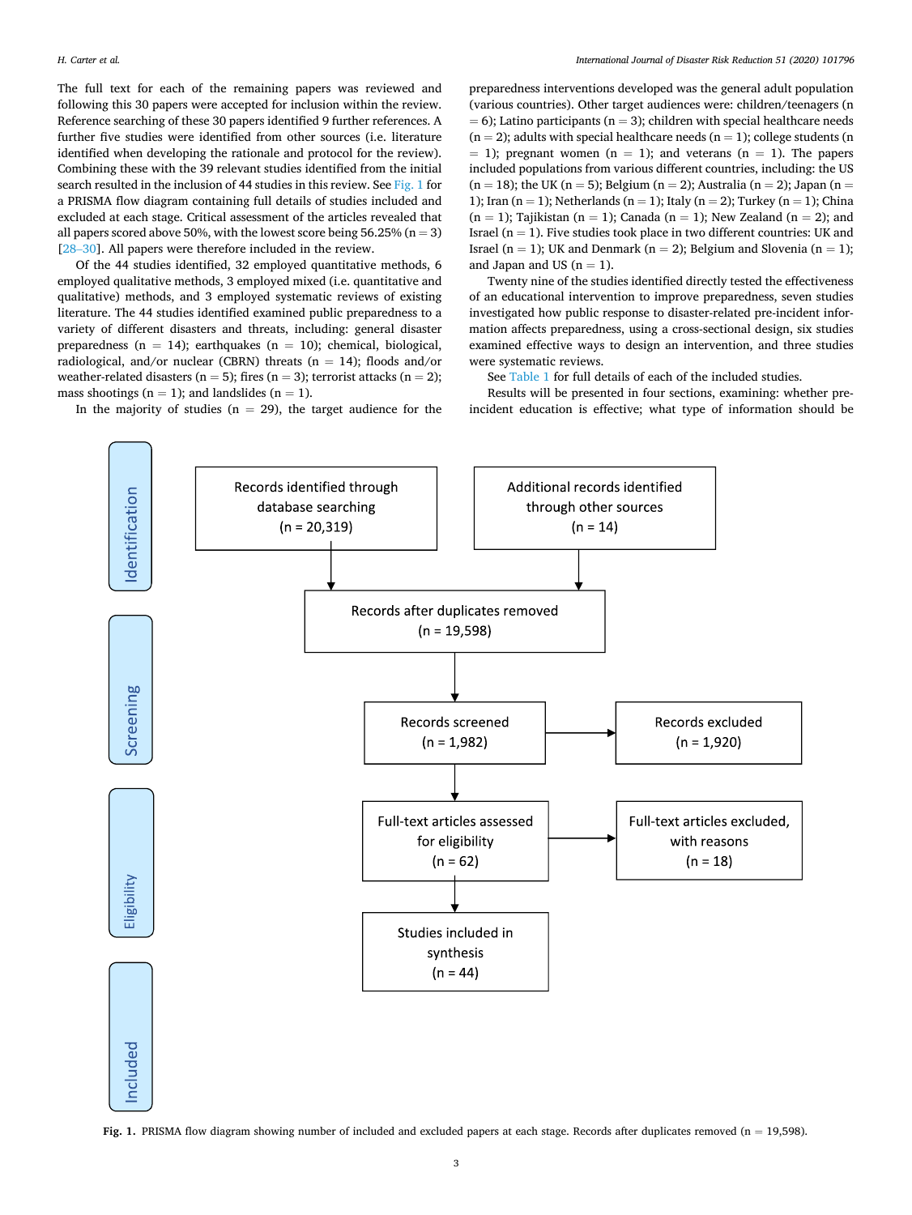The full text for each of the remaining papers was reviewed and following this 30 papers were accepted for inclusion within the review. Reference searching of these 30 papers identified 9 further references. A further five studies were identified from other sources (i.e. literature identified when developing the rationale and protocol for the review). Combining these with the 39 relevant studies identified from the initial search resulted in the inclusion of 44 studies in this review. See Fig. 1 for a PRISMA flow diagram containing full details of studies included and excluded at each stage. Critical assessment of the articles revealed that all papers scored above 50%, with the lowest score being 56.25% (n = 3) [28–30]. All papers were therefore included in the review.

Of the 44 studies identified, 32 employed quantitative methods, 6 employed qualitative methods, 3 employed mixed (i.e. quantitative and qualitative) methods, and 3 employed systematic reviews of existing literature. The 44 studies identified examined public preparedness to a variety of different disasters and threats, including: general disaster preparedness (n = 14); earthquakes (n = 10); chemical, biological, radiological, and/or nuclear (CBRN) threats (n = 14); floods and/or weather-related disasters (n = 5); fires (n = 3); terrorist attacks (n = 2); mass shootings (n = 1); and landslides (n = 1).

In the majority of studies (n = 29), the target audience for the preparedness interventions developed was the general adult population (various countries). Other target audiences were: children/teenagers (n = 6); Latino participants (n = 3); children with special healthcare needs (n = 2); adults with special healthcare needs (n = 1); college students (n = 1); pregnant women (n = 1); and veterans (n = 1). The papers included populations from various different countries, including: the US (n = 18); the UK (n = 5); Belgium (n = 2); Australia (n = 2); Japan (n = 1); Iran (n = 1); Netherlands (n = 1); Italy (n = 2); Turkey (n = 1); China (n = 1); Tajikistan (n = 1); Canada (n = 1); New Zealand (n = 2); and Israel (n = 1). Five studies took place in two different countries: UK and Israel (n = 1); UK and Denmark (n = 2); Belgium and Slovenia (n = 1); and Japan and US (n = 1).

Twenty nine of the studies identified directly tested the effectiveness of an educational intervention to improve preparedness, seven studies investigated how public response to disaster-related pre-incident information affects preparedness, using a cross-sectional design, six studies examined effective ways to design an intervention, and three studies were systematic reviews.

See Table 1 for full details of each of the included studies.

Results will be presented in four sections, examining: whether pre-incident education is effective; what type of information should be

| Stage | | | |
|---|---|---|---|
| Identification | Records identified through database searching (n = 20,319) | Additional records identified through other sources (n = 14) | |
| | Records after duplicates removed (n = 19,598) | | |
| Screening | Records screened (n = 1,982) | → | Records excluded (n = 1,920) |
| Eligibility | Full-text articles assessed for eligibility (n = 62) | → | Full-text articles excluded, with reasons (n = 18) |
| Included | Studies included in synthesis (n = 44) | | |

**Fig. 1.** PRISMA flow diagram showing number of included and excluded papers at each stage. Records after duplicates removed (n = 19,598).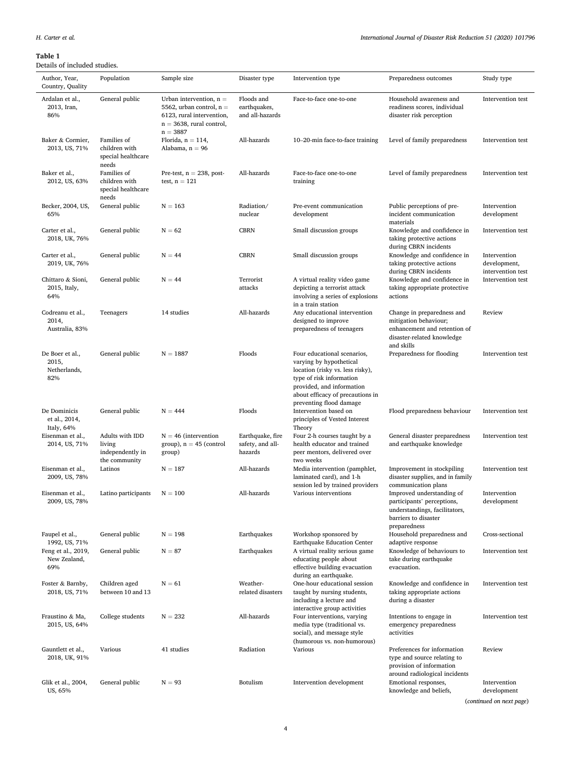**Table 1**
Details of included studies.

| Author, Year, Country, Quality | Population | Sample size | Disaster type | Intervention type | Preparedness outcomes | Study type |
|---|---|---|---|---|---|---|
| Ardalan et al., 2013, Iran, 86% | General public | Urban intervention, n = 5562, urban control, n = 6123, rural intervention, n = 3638, rural control, n = 3887 | Floods and earthquakes, and all-hazards | Face-to-face one-to-one | Household awareness and readiness scores, individual disaster risk perception | Intervention test |
| Baker & Cormier, 2013, US, 71% | Families of children with special healthcare needs | Florida, n = 114, Alabama, n = 96 | All-hazards | 10–20-min face-to-face training | Level of family preparedness | Intervention test |
| Baker et al., 2012, US, 63% | Families of children with special healthcare needs | Pre-test, n = 238, post-test, n = 121 | All-hazards | Face-to-face one-to-one training | Level of family preparedness | Intervention test |
| Becker, 2004, US, 65% | General public | N = 163 | Radiation/ nuclear | Pre-event communication development | Public perceptions of pre-incident communication materials | Intervention development |
| Carter et al., 2018, UK, 76% | General public | N = 62 | CBRN | Small discussion groups | Knowledge and confidence in taking protective actions during CBRN incidents | Intervention test |
| Carter et al., 2019, UK, 76% | General public | N = 44 | CBRN | Small discussion groups | Knowledge and confidence in taking protective actions during CBRN incidents | Intervention development, intervention test |
| Chittaro & Sioni, 2015, Italy, 64% | General public | N = 44 | Terrorist attacks | A virtual reality video game depicting a terrorist attack involving a series of explosions in a train station | Knowledge and confidence in taking appropriate protective actions | Intervention test |
| Codreanu et al., 2014, Australia, 83% | Teenagers | 14 studies | All-hazards | Any educational intervention designed to improve preparedness of teenagers | Change in preparedness and mitigation behaviour; enhancement and retention of disaster-related knowledge and skills | Review |
| De Boer et al., 2015, Netherlands, 82% | General public | N = 1887 | Floods | Four educational scenarios, varying by hypothetical location (risky vs. less risky), type of risk information provided, and information about efficacy of precautions in preventing flood damage | Preparedness for flooding | Intervention test |
| De Dominicis et al., 2014, Italy, 64% | General public | N = 444 | Floods | Intervention based on principles of Vested Interest Theory | Flood preparedness behaviour | Intervention test |
| Eisenman et al., 2014, US, 71% | Adults with IDD living independently in the community | N = 46 (intervention group), n = 45 (control group) | Earthquake, fire safety, and all-hazards | Four 2-h courses taught by a health educator and trained peer mentors, delivered over two weeks | General disaster preparedness and earthquake knowledge | Intervention test |
| Eisenman et al., 2009, US, 78% | Latinos | N = 187 | All-hazards | Media intervention (pamphlet, laminated card), and 1-h session led by trained providers | Improvement in stockpiling disaster supplies, and in family communication plans | Intervention test |
| Eisenman et al., 2009, US, 78% | Latino participants | N = 100 | All-hazards | Various interventions | Improved understanding of participants' perceptions, understandings, facilitators, barriers to disaster preparedness | Intervention development |
| Faupel et al., 1992, US, 71% | General public | N = 198 | Earthquakes | Workshop sponsored by Earthquake Education Center | Household preparedness and adaptive response | Cross-sectional |
| Feng et al., 2019, New Zealand, 69% | General public | N = 87 | Earthquakes | A virtual reality serious game educating people about effective building evacuation during an earthquake. | Knowledge of behaviours to take during earthquake evacuation. | Intervention test |
| Foster & Barnby, 2018, US, 71% | Children aged between 10 and 13 | N = 61 | Weather-related disasters | One-hour educational session taught by nursing students, including a lecture and interactive group activities | Knowledge and confidence in taking appropriate actions during a disaster | Intervention test |
| Fraustino & Ma, 2015, US, 64% | College students | N = 232 | All-hazards | Four interventions, varying media type (traditional vs. social), and message style (humorous vs. non-humorous) | Intentions to engage in emergency preparedness activities | Intervention test |
| Gauntlett et al., 2018, UK, 91% | Various | 41 studies | Radiation | Various | Preferences for information type and source relating to provision of information around radiological incidents | Review |
| Glik et al., 2004, US, 65% | General public | N = 93 | Botulism | Intervention development | Emotional responses, knowledge and beliefs, | Intervention development |

(*continued on next page*)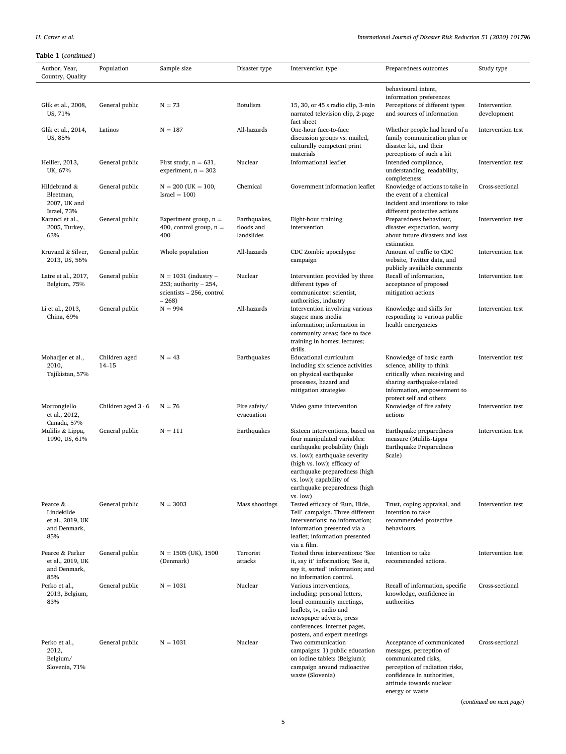**Table 1** (*continued*)

| Author, Year, Country, Quality | Population | Sample size | Disaster type | Intervention type | Preparedness outcomes | Study type |
|---|---|---|---|---|---|---|
| | | | | | behavioural intent, information preferences | |
| Glik et al., 2008, US, 71% | General public | N = 73 | Botulism | 15, 30, or 45 s radio clip, 3-min narrated television clip, 2-page fact sheet | Perceptions of different types and sources of information | Intervention development |
| Glik et al., 2014, US, 85% | Latinos | N = 187 | All-hazards | One-hour face-to-face discussion groups vs. mailed, culturally competent print materials | Whether people had heard of a family communication plan or disaster kit, and their perceptions of such a kit | Intervention test |
| Hellier, 2013, UK, 67% | General public | First study, n = 631, experiment, n = 302 | Nuclear | Informational leaflet | Intended compliance, understanding, readability, completeness | Intervention test |
| Hildebrand & Bleetman, 2007, UK and Israel, 73% | General public | N = 200 (UK = 100, Israel = 100) | Chemical | Government information leaflet | Knowledge of actions to take in the event of a chemical incident and intentions to take different protective actions | Cross-sectional |
| Karanci et al., 2005, Turkey, 63% | General public | Experiment group, n = 400, control group, n = 400 | Earthquakes, floods and landslides | Eight-hour training intervention | Preparedness behaviour, disaster expectation, worry about future disasters and loss estimation | Intervention test |
| Kruvand & Silver, 2013, US, 56% | General public | Whole population | All-hazards | CDC Zombie apocalypse campaign | Amount of traffic to CDC website, Twitter data, and publicly available comments | Intervention test |
| Latre et al., 2017, Belgium, 75% | General public | N = 1031 (industry – 253; authority – 254, scientists – 256, control – 268) | Nuclear | Intervention provided by three different types of communicator: scientist, authorities, industry | Recall of information, acceptance of proposed mitigation actions | Intervention test |
| Li et al., 2013, China, 69% | General public | N = 994 | All-hazards | Intervention involving various stages: mass media information; information in community areas; face to face training in homes; lectures; drills. | Knowledge and skills for responding to various public health emergencies | Intervention test |
| Mohadjer et al., 2010, Tajikistan, 57% | Children aged 14–15 | N = 43 | Earthquakes | Educational curriculum including six science activities on physical earthquake processes, hazard and mitigation strategies | Knowledge of basic earth science, ability to think critically when receiving and sharing earthquake-related information, empowerment to protect self and others | Intervention test |
| Morrongiello et al., 2012, Canada, 57% | Children aged 3 - 6 | N = 76 | Fire safety/ evacuation | Video game intervention | Knowledge of fire safety actions | Intervention test |
| Mulilis & Lippa, 1990, US, 61% | General public | N = 111 | Earthquakes | Sixteen interventions, based on four manipulated variables: earthquake probability (high vs. low); earthquake severity (high vs. low); efficacy of earthquake preparedness (high vs. low); capability of earthquake preparedness (high vs. low) | Earthquake preparedness measure (Mulilis-Lippa Earthquake Preparedness Scale) | Intervention test |
| Pearce & Lindekilde et al., 2019, UK and Denmark, 85% | General public | N = 3003 | Mass shootings | Tested efficacy of 'Run, Hide, Tell' campaign. Three different interventions: no information; information presented via a leaflet; information presented via a film. | Trust, coping appraisal, and intention to take recommended protective behaviours. | Intervention test |
| Pearce & Parker et al., 2019, UK and Denmark, 85% | General public | N = 1505 (UK), 1500 (Denmark) | Terrorist attacks | Tested three interventions: 'See it, say it' information; 'See it, say it, sorted' information; and no information control. | Intention to take recommended actions. | Intervention test |
| Perko et al., 2013, Belgium, 83% | General public | N = 1031 | Nuclear | Various interventions, including: personal letters, local community meetings, leaflets, tv, radio and newspaper adverts, press conferences, internet pages, posters, and expert meetings | Recall of information, specific knowledge, confidence in authorities | Cross-sectional |
| Perko et al., 2012, Belgium/ Slovenia, 71% | General public | N = 1031 | Nuclear | Two communication campaigns: 1) public education on iodine tablets (Belgium); campaign around radioactive waste (Slovenia) | Acceptance of communicated messages, perception of communicated risks, perception of radiation risks, confidence in authorities, attitude towards nuclear energy or waste | Cross-sectional |

(*continued on next page*)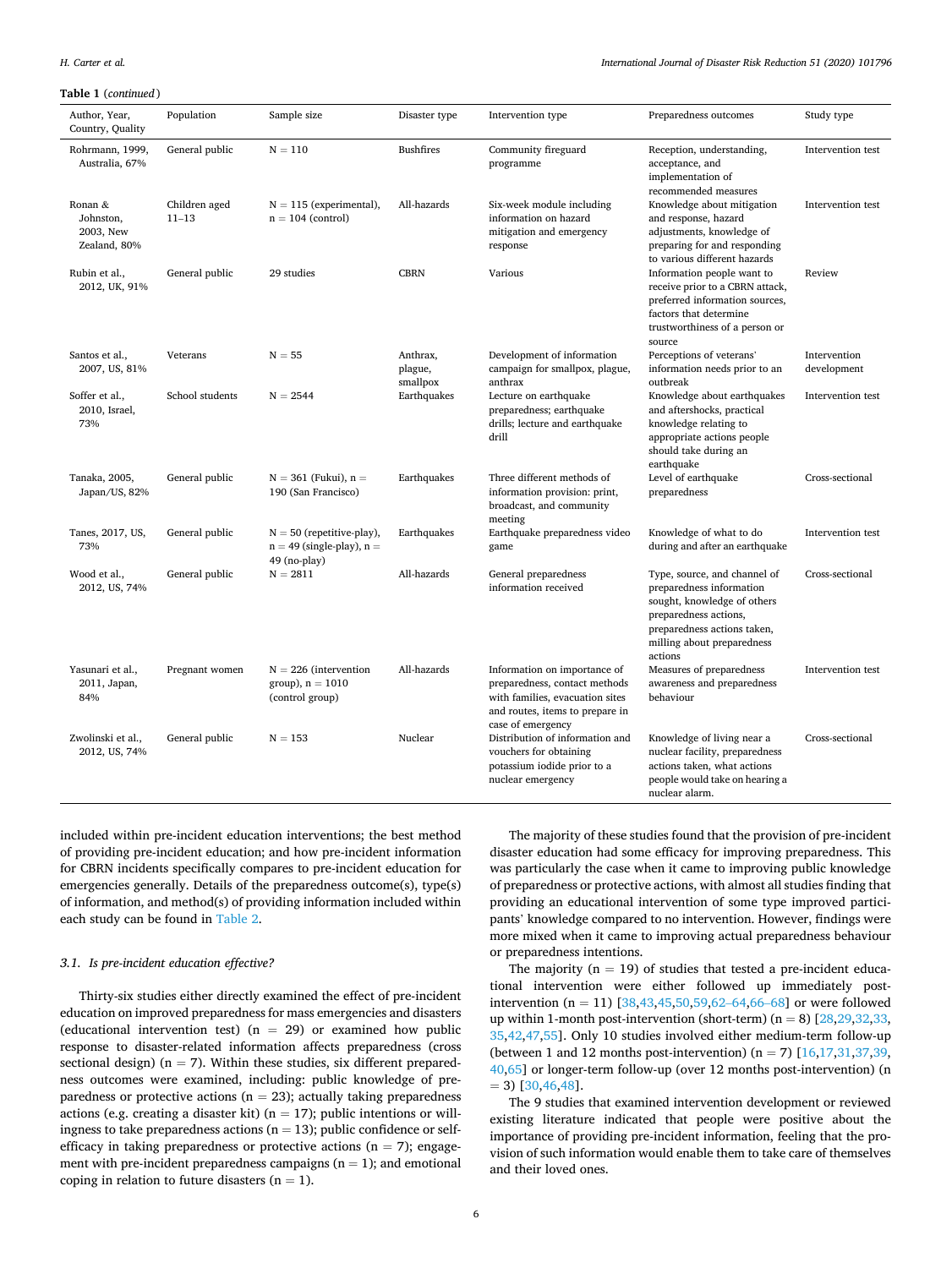**Table 1** (*continued*)

| Author, Year, Country, Quality | Population | Sample size | Disaster type | Intervention type | Preparedness outcomes | Study type |
|---|---|---|---|---|---|---|
| Rohrmann, 1999, Australia, 67% | General public | N = 110 | Bushfires | Community fireguard programme | Reception, understanding, acceptance, and implementation of recommended measures | Intervention test |
| Ronan & Johnston, 2003, New Zealand, 80% | Children aged 11–13 | N = 115 (experimental), n = 104 (control) | All-hazards | Six-week module including information on hazard mitigation and emergency response | Knowledge about mitigation and response, hazard adjustments, knowledge of preparing for and responding to various different hazards | Intervention test |
| Rubin et al., 2012, UK, 91% | General public | 29 studies | CBRN | Various | Information people want to receive prior to a CBRN attack, preferred information sources, factors that determine trustworthiness of a person or source | Review |
| Santos et al., 2007, US, 81% | Veterans | N = 55 | Anthrax, plague, smallpox | Development of information campaign for smallpox, plague, anthrax | Perceptions of veterans' information needs prior to an outbreak | Intervention development |
| Soffer et al., 2010, Israel, 73% | School students | N = 2544 | Earthquakes | Lecture on earthquake preparedness; earthquake drills; lecture and earthquake drill | Knowledge about earthquakes and aftershocks, practical knowledge relating to appropriate actions people should take during an earthquake | Intervention test |
| Tanaka, 2005, Japan/US, 82% | General public | N = 361 (Fukui), n = 190 (San Francisco) | Earthquakes | Three different methods of information provision: print, broadcast, and community meeting | Level of earthquake preparedness | Cross-sectional |
| Tanes, 2017, US, 73% | General public | N = 50 (repetitive-play), n = 49 (single-play), n = 49 (no-play) | Earthquakes | Earthquake preparedness video game | Knowledge of what to do during and after an earthquake | Intervention test |
| Wood et al., 2012, US, 74% | General public | N = 2811 | All-hazards | General preparedness information received | Type, source, and channel of preparedness information sought, knowledge of others preparedness actions, preparedness actions taken, milling about preparedness actions | Cross-sectional |
| Yasunari et al., 2011, Japan, 84% | Pregnant women | N = 226 (intervention group), n = 1010 (control group) | All-hazards | Information on importance of preparedness, contact methods with families, evacuation sites and routes, items to prepare in case of emergency | Measures of preparedness awareness and preparedness behaviour | Intervention test |
| Zwolinski et al., 2012, US, 74% | General public | N = 153 | Nuclear | Distribution of information and vouchers for obtaining potassium iodide prior to a nuclear emergency | Knowledge of living near a nuclear facility, preparedness actions taken, what actions people would take on hearing a nuclear alarm. | Cross-sectional |

included within pre-incident education interventions; the best method of providing pre-incident education; and how pre-incident information for CBRN incidents specifically compares to pre-incident education for emergencies generally. Details of the preparedness outcome(s), type(s) of information, and method(s) of providing information included within each study can be found in Table 2.

### 3.1. Is pre-incident education effective?

Thirty-six studies either directly examined the effect of pre-incident education on improved preparedness for mass emergencies and disasters (educational intervention test) (n = 29) or examined how public response to disaster-related information affects preparedness (cross sectional design) (n = 7). Within these studies, six different preparedness outcomes were examined, including: public knowledge of preparedness or protective actions (n = 23); actually taking preparedness actions (e.g. creating a disaster kit) (n = 17); public intentions or willingness to take preparedness actions (n = 13); public confidence or self-efficacy in taking preparedness or protective actions (n = 7); engagement with pre-incident preparedness campaigns (n = 1); and emotional coping in relation to future disasters (n = 1).

The majority of these studies found that the provision of pre-incident disaster education had some efficacy for improving preparedness. This was particularly the case when it came to improving public knowledge of preparedness or protective actions, with almost all studies finding that providing an educational intervention of some type improved participants' knowledge compared to no intervention. However, findings were more mixed when it came to improving actual preparedness behaviour or preparedness intentions.

The majority (n = 19) of studies that tested a pre-incident educational intervention were either followed up immediately post-intervention (n = 11) [38,43,45,50,59,62–64,66–68] or were followed up within 1-month post-intervention (short-term) (n = 8) [28,29,32,33,35,42,47,55]. Only 10 studies involved either medium-term follow-up (between 1 and 12 months post-intervention) (n = 7) [16,17,31,37,39,40,65] or longer-term follow-up (over 12 months post-intervention) (n = 3) [30,46,48].

The 9 studies that examined intervention development or reviewed existing literature indicated that people were positive about the importance of providing pre-incident information, feeling that the provision of such information would enable them to take care of themselves and their loved ones.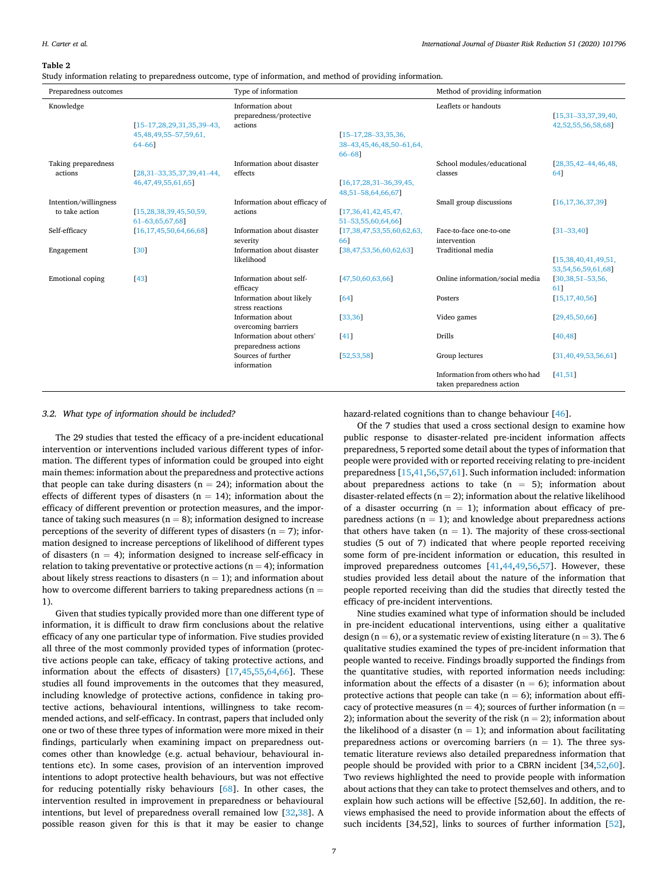**Table 2**
Study information relating to preparedness outcome, type of information, and method of providing information.

| Preparedness outcomes | | Type of information | | Method of providing information | |
|---|---|---|---|---|---|
| Knowledge | [15–17,28,29,31,35,39–43, 45,48,49,55–57,59,61, 64–66] | Information about preparedness/protective actions | [15–17,28–33,35,36, 38–43,45,46,48,50–61,64, 66–68] | Leaflets or handouts | [15,31–33,37,39,40, 42,52,55,56,58,68] |
| Taking preparedness actions | [28,31–33,35,37,39,41–44, 46,47,49,55,61,65] | Information about disaster effects | [16,17,28,31–36,39,45, 48,51–58,64,66,67] | School modules/educational classes | [28,35,42–44,46,48, 64] |
| Intention/willingness to take action | [15,28,38,39,45,50,59, 61–63,65,67,68] | Information about efficacy of actions | [17,36,41,42,45,47, 51–53,55,60,64,66] | Small group discussions | [16,17,36,37,39] |
| Self-efficacy | [16,17,45,50,64,66,68] | Information about disaster severity | [17,38,47,53,55,60,62,63, 66] | Face-to-face one-to-one intervention | [31–33,40] |
| Engagement | [30] | Information about disaster likelihood | [38,47,53,56,60,62,63] | Traditional media | [15,38,40,41,49,51, 53,54,56,59,61,68] |
| Emotional coping | [43] | Information about self-efficacy | [47,50,60,63,66] | Online information/social media | [30,38,51–53,56, 61] |
| | | Information about likely stress reactions | [64] | Posters | [15,17,40,56] |
| | | Information about overcoming barriers | [33,36] | Video games | [29,45,50,66] |
| | | Information about others' preparedness actions | [41] | Drills | [40,48] |
| | | Sources of further information | [52,53,58] | Group lectures | [31,40,49,53,56,61] |
| | | | | Information from others who had taken preparedness action | [41,51] |

### 3.2. What type of information should be included?

The 29 studies that tested the efficacy of a pre-incident educational intervention or interventions included various different types of information. The different types of information could be grouped into eight main themes: information about the preparedness and protective actions that people can take during disasters (n = 24); information about the effects of different types of disasters (n = 14); information about the efficacy of different prevention or protection measures, and the importance of taking such measures (n = 8); information designed to increase perceptions of the severity of different types of disasters (n = 7); information designed to increase perceptions of likelihood of different types of disasters (n = 4); information designed to increase self-efficacy in relation to taking preventative or protective actions (n = 4); information about likely stress reactions to disasters (n = 1); and information about how to overcome different barriers to taking preparedness actions (n = 1).

Given that studies typically provided more than one different type of information, it is difficult to draw firm conclusions about the relative efficacy of any one particular type of information. Five studies provided all three of the most commonly provided types of information (protective actions people can take, efficacy of taking protective actions, and information about the effects of disasters) [17,45,55,64,66]. These studies all found improvements in the outcomes that they measured, including knowledge of protective actions, confidence in taking protective actions, behavioural intentions, willingness to take recommended actions, and self-efficacy. In contrast, papers that included only one or two of these three types of information were more mixed in their findings, particularly when examining impact on preparedness outcomes other than knowledge (e.g. actual behaviour, behavioural intentions etc). In some cases, provision of an intervention improved intentions to adopt protective health behaviours, but was not effective for reducing potentially risky behaviours [68]. In other cases, the intervention resulted in improvement in preparedness or behavioural intentions, but level of preparedness overall remained low [32,38]. A possible reason given for this is that it may be easier to change hazard-related cognitions than to change behaviour [46].

Of the 7 studies that used a cross sectional design to examine how public response to disaster-related pre-incident information affects preparedness, 5 reported some detail about the types of information that people were provided with or reported receiving relating to pre-incident preparedness [15,41,56,57,61]. Such information included: information about preparedness actions to take (n = 5); information about disaster-related effects (n = 2); information about the relative likelihood of a disaster occurring (n = 1); information about efficacy of preparedness actions (n = 1); and knowledge about preparedness actions that others have taken (n = 1). The majority of these cross-sectional studies (5 out of 7) indicated that where people reported receiving some form of pre-incident information or education, this resulted in improved preparedness outcomes [41,44,49,56,57]. However, these studies provided less detail about the nature of the information that people reported receiving than did the studies that directly tested the efficacy of pre-incident interventions.

Nine studies examined what type of information should be included in pre-incident educational interventions, using either a qualitative design (n = 6), or a systematic review of existing literature (n = 3). The 6 qualitative studies examined the types of pre-incident information that people wanted to receive. Findings broadly supported the findings from the quantitative studies, with reported information needs including: information about the effects of a disaster (n = 6); information about protective actions that people can take (n = 6); information about efficacy of protective measures (n = 4); sources of further information (n = 2); information about the severity of the risk (n = 2); information about the likelihood of a disaster (n = 1); and information about facilitating preparedness actions or overcoming barriers (n = 1). The three systematic literature reviews also detailed preparedness information that people should be provided with prior to a CBRN incident [34,52,60]. Two reviews highlighted the need to provide people with information about actions that they can take to protect themselves and others, and to explain how such actions will be effective [52,60]. In addition, the reviews emphasised the need to provide information about the effects of such incidents [34,52], links to sources of further information [52],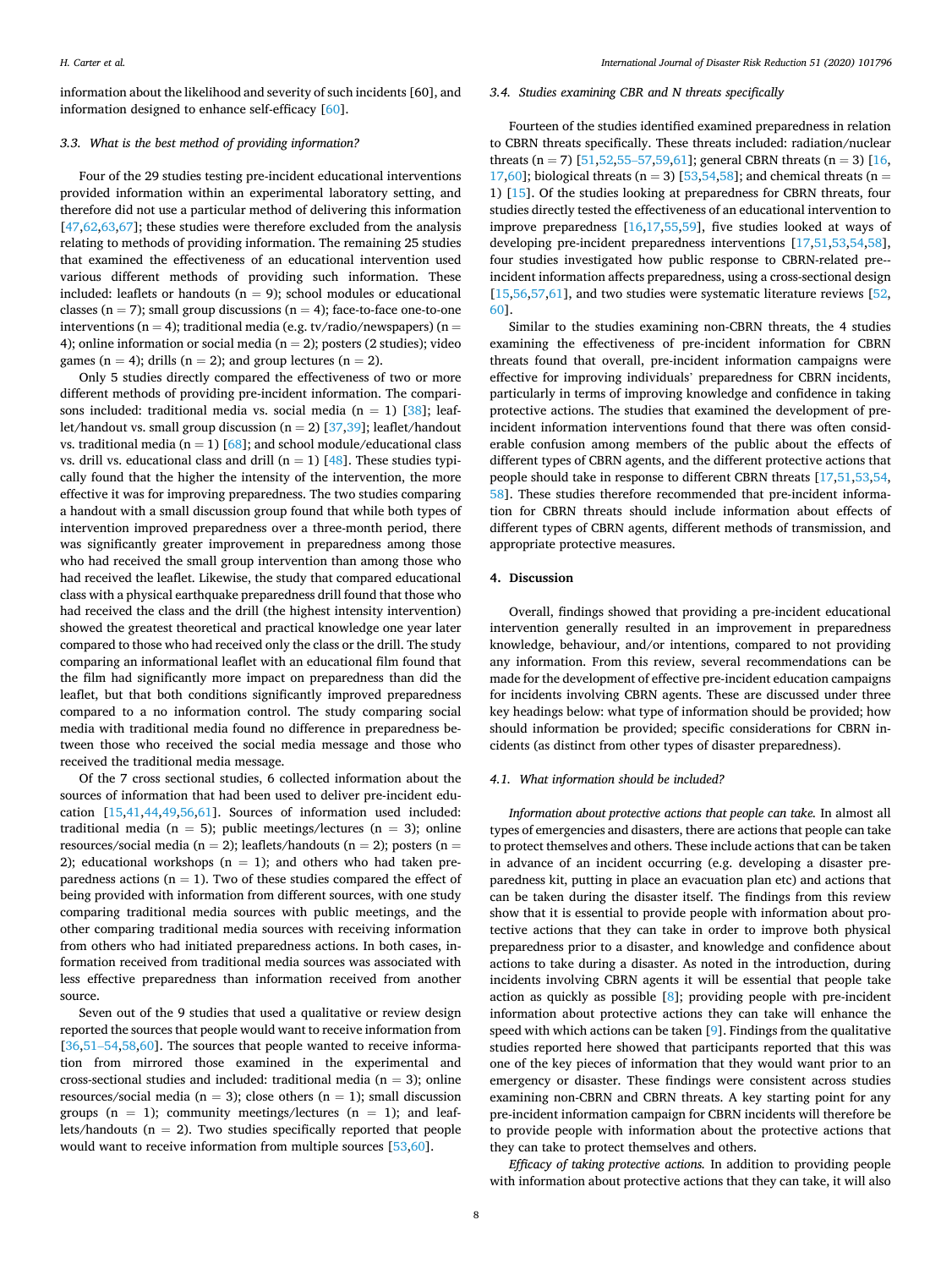information about the likelihood and severity of such incidents [60], and information designed to enhance self-efficacy [60].

### 3.3. What is the best method of providing information?

Four of the 29 studies testing pre-incident educational interventions provided information within an experimental laboratory setting, and therefore did not use a particular method of delivering this information [47,62,63,67]; these studies were therefore excluded from the analysis relating to methods of providing information. The remaining 25 studies that examined the effectiveness of an educational intervention used various different methods of providing such information. These included: leaflets or handouts (n = 9); school modules or educational classes (n = 7); small group discussions (n = 4); face-to-face one-to-one interventions (n = 4); traditional media (e.g. tv/radio/newspapers) (n = 4); online information or social media (n = 2); posters (2 studies); video games (n = 4); drills (n = 2); and group lectures (n = 2).

Only 5 studies directly compared the effectiveness of two or more different methods of providing pre-incident information. The comparisons included: traditional media vs. social media (n = 1) [38]; leaflet/handout vs. small group discussion (n = 2) [37,39]; leaflet/handout vs. traditional media (n = 1) [68]; and school module/educational class vs. drill vs. educational class and drill (n = 1) [48]. These studies typically found that the higher the intensity of the intervention, the more effective it was for improving preparedness. The two studies comparing a handout with a small discussion group found that while both types of intervention improved preparedness over a three-month period, there was significantly greater improvement in preparedness among those who had received the small group intervention than among those who had received the leaflet. Likewise, the study that compared educational class with a physical earthquake preparedness drill found that those who had received the class and the drill (the highest intensity intervention) showed the greatest theoretical and practical knowledge one year later compared to those who had received only the class or the drill. The study comparing an informational leaflet with an educational film found that the film had significantly more impact on preparedness than did the leaflet, but that both conditions significantly improved preparedness compared to a no information control. The study comparing social media with traditional media found no difference in preparedness between those who received the social media message and those who received the traditional media message.

Of the 7 cross sectional studies, 6 collected information about the sources of information that had been used to deliver pre-incident education [15,41,44,49,56,61]. Sources of information used included: traditional media (n = 5); public meetings/lectures (n = 3); online resources/social media (n = 2); leaflets/handouts (n = 2); posters (n = 2); educational workshops (n = 1); and others who had taken preparedness actions (n = 1). Two of these studies compared the effect of being provided with information from different sources, with one study comparing traditional media sources with public meetings, and the other comparing traditional media sources with receiving information from others who had initiated preparedness actions. In both cases, information received from traditional media sources was associated with less effective preparedness than information received from another source.

Seven out of the 9 studies that used a qualitative or review design reported the sources that people would want to receive information from [36,51–54,58,60]. The sources that people wanted to receive information from mirrored those examined in the experimental and cross-sectional studies and included: traditional media (n = 3); online resources/social media (n = 3); close others (n = 1); small discussion groups (n = 1); community meetings/lectures (n = 1); and leaflets/handouts (n = 2). Two studies specifically reported that people would want to receive information from multiple sources [53,60].

### 3.4. Studies examining CBR and N threats specifically

Fourteen of the studies identified examined preparedness in relation to CBRN threats specifically. These threats included: radiation/nuclear threats (n = 7) [51,52,55–57,59,61]; general CBRN threats (n = 3) [16,17,60]; biological threats (n = 3) [53,54,58]; and chemical threats (n = 1) [15]. Of the studies looking at preparedness for CBRN threats, four studies directly tested the effectiveness of an educational intervention to improve preparedness [16,17,55,59], five studies looked at ways of developing pre-incident preparedness interventions [17,51,53,54,58], four studies investigated how public response to CBRN-related pre-incident information affects preparedness, using a cross-sectional design [15,56,57,61], and two studies were systematic literature reviews [52,60].

Similar to the studies examining non-CBRN threats, the 4 studies examining the effectiveness of pre-incident information for CBRN threats found that overall, pre-incident information campaigns were effective for improving individuals' preparedness for CBRN incidents, particularly in terms of improving knowledge and confidence in taking protective actions. The studies that examined the development of pre-incident information interventions found that there was often considerable confusion among members of the public about the effects of different types of CBRN agents, and the different protective actions that people should take in response to different CBRN threats [17,51,53,54,58]. These studies therefore recommended that pre-incident information for CBRN threats should include information about effects of different types of CBRN agents, different methods of transmission, and appropriate protective measures.

## 4. Discussion

Overall, findings showed that providing a pre-incident educational intervention generally resulted in an improvement in preparedness knowledge, behaviour, and/or intentions, compared to not providing any information. From this review, several recommendations can be made for the development of effective pre-incident education campaigns for incidents involving CBRN agents. These are discussed under three key headings below: what type of information should be provided; how should information be provided; specific considerations for CBRN incidents (as distinct from other types of disaster preparedness).

### 4.1. What information should be included?

*Information about protective actions that people can take.* In almost all types of emergencies and disasters, there are actions that people can take to protect themselves and others. These include actions that can be taken in advance of an incident occurring (e.g. developing a disaster preparedness kit, putting in place an evacuation plan etc) and actions that can be taken during the disaster itself. The findings from this review show that it is essential to provide people with information about protective actions that they can take in order to improve both physical preparedness prior to a disaster, and knowledge and confidence about actions to take during a disaster. As noted in the introduction, during incidents involving CBRN agents it will be essential that people take action as quickly as possible [8]; providing people with pre-incident information about protective actions they can take will enhance the speed with which actions can be taken [9]. Findings from the qualitative studies reported here showed that participants reported that this was one of the key pieces of information that they would want prior to an emergency or disaster. These findings were consistent across studies examining non-CBRN and CBRN threats. A key starting point for any pre-incident information campaign for CBRN incidents will therefore be to provide people with information about the protective actions that they can take to protect themselves and others.

*Efficacy of taking protective actions.* In addition to providing people with information about protective actions that they can take, it will also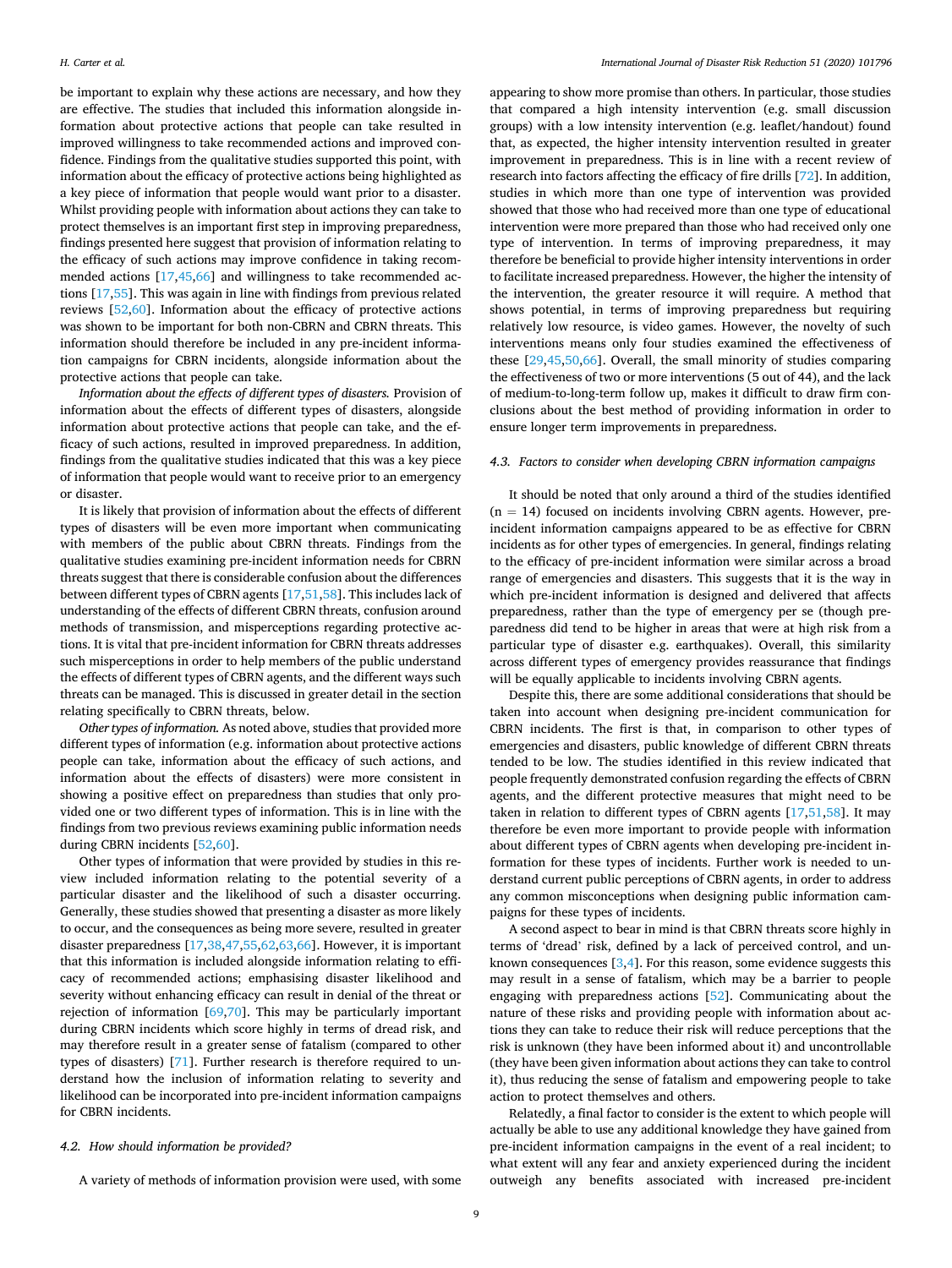be important to explain why these actions are necessary, and how they are effective. The studies that included this information alongside information about protective actions that people can take resulted in improved willingness to take recommended actions and improved confidence. Findings from the qualitative studies supported this point, with information about the efficacy of protective actions being highlighted as a key piece of information that people would want prior to a disaster. Whilst providing people with information about actions they can take to protect themselves is an important first step in improving preparedness, findings presented here suggest that provision of information relating to the efficacy of such actions may improve confidence in taking recommended actions [17,45,66] and willingness to take recommended actions [17,55]. This was again in line with findings from previous related reviews [52,60]. Information about the efficacy of protective actions was shown to be important for both non-CBRN and CBRN threats. This information should therefore be included in any pre-incident information campaigns for CBRN incidents, alongside information about the protective actions that people can take.

*Information about the effects of different types of disasters.* Provision of information about the effects of different types of disasters, alongside information about protective actions that people can take, and the efficacy of such actions, resulted in improved preparedness. In addition, findings from the qualitative studies indicated that this was a key piece of information that people would want to receive prior to an emergency or disaster.

It is likely that provision of information about the effects of different types of disasters will be even more important when communicating with members of the public about CBRN threats. Findings from the qualitative studies examining pre-incident information needs for CBRN threats suggest that there is considerable confusion about the differences between different types of CBRN agents [17,51,58]. This includes lack of understanding of the effects of different CBRN threats, confusion around methods of transmission, and misperceptions regarding protective actions. It is vital that pre-incident information for CBRN threats addresses such misperceptions in order to help members of the public understand the effects of different types of CBRN agents, and the different ways such threats can be managed. This is discussed in greater detail in the section relating specifically to CBRN threats, below.

*Other types of information.* As noted above, studies that provided more different types of information (e.g. information about protective actions people can take, information about the efficacy of such actions, and information about the effects of disasters) were more consistent in showing a positive effect on preparedness than studies that only provided one or two different types of information. This is in line with the findings from two previous reviews examining public information needs during CBRN incidents [52,60].

Other types of information that were provided by studies in this review included information relating to the potential severity of a particular disaster and the likelihood of such a disaster occurring. Generally, these studies showed that presenting a disaster as more likely to occur, and the consequences as being more severe, resulted in greater disaster preparedness [17,38,47,55,62,63,66]. However, it is important that this information is included alongside information relating to efficacy of recommended actions; emphasising disaster likelihood and severity without enhancing efficacy can result in denial of the threat or rejection of information [69,70]. This may be particularly important during CBRN incidents which score highly in terms of dread risk, and may therefore result in a greater sense of fatalism (compared to other types of disasters) [71]. Further research is therefore required to understand how the inclusion of information relating to severity and likelihood can be incorporated into pre-incident information campaigns for CBRN incidents.

### 4.2. How should information be provided?

A variety of methods of information provision were used, with some appearing to show more promise than others. In particular, those studies that compared a high intensity intervention (e.g. small discussion groups) with a low intensity intervention (e.g. leaflet/handout) found that, as expected, the higher intensity intervention resulted in greater improvement in preparedness. This is in line with a recent review of research into factors affecting the efficacy of fire drills [72]. In addition, studies in which more than one type of intervention was provided showed that those who had received more than one type of educational intervention were more prepared than those who had received only one type of intervention. In terms of improving preparedness, it may therefore be beneficial to provide higher intensity interventions in order to facilitate increased preparedness. However, the higher the intensity of the intervention, the greater resource it will require. A method that shows potential, in terms of improving preparedness but requiring relatively low resource, is video games. However, the novelty of such interventions means only four studies examined the effectiveness of these [29,45,50,66]. Overall, the small minority of studies comparing the effectiveness of two or more interventions (5 out of 44), and the lack of medium-to-long-term follow up, makes it difficult to draw firm conclusions about the best method of providing information in order to ensure longer term improvements in preparedness.

### 4.3. Factors to consider when developing CBRN information campaigns

It should be noted that only around a third of the studies identified ($n = 14$) focused on incidents involving CBRN agents. However, pre-incident information campaigns appeared to be as effective for CBRN incidents as for other types of emergencies. In general, findings relating to the efficacy of pre-incident information were similar across a broad range of emergencies and disasters. This suggests that it is the way in which pre-incident information is designed and delivered that affects preparedness, rather than the type of emergency per se (though preparedness did tend to be higher in areas that were at high risk from a particular type of disaster e.g. earthquakes). Overall, this similarity across different types of emergency provides reassurance that findings will be equally applicable to incidents involving CBRN agents.

Despite this, there are some additional considerations that should be taken into account when designing pre-incident communication for CBRN incidents. The first is that, in comparison to other types of emergencies and disasters, public knowledge of different CBRN threats tended to be low. The studies identified in this review indicated that people frequently demonstrated confusion regarding the effects of CBRN agents, and the different protective measures that might need to be taken in relation to different types of CBRN agents [17,51,58]. It may therefore be even more important to provide people with information about different types of CBRN agents when developing pre-incident information for these types of incidents. Further work is needed to understand current public perceptions of CBRN agents, in order to address any common misconceptions when designing public information campaigns for these types of incidents.

A second aspect to bear in mind is that CBRN threats score highly in terms of 'dread' risk, defined by a lack of perceived control, and unknown consequences [3,4]. For this reason, some evidence suggests this may result in a sense of fatalism, which may be a barrier to people engaging with preparedness actions [52]. Communicating about the nature of these risks and providing people with information about actions they can take to reduce their risk will reduce perceptions that the risk is unknown (they have been informed about it) and uncontrollable (they have been given information about actions they can take to control it), thus reducing the sense of fatalism and empowering people to take action to protect themselves and others.

Relatedly, a final factor to consider is the extent to which people will actually be able to use any additional knowledge they have gained from pre-incident information campaigns in the event of a real incident; to what extent will any fear and anxiety experienced during the incident outweigh any benefits associated with increased pre-incident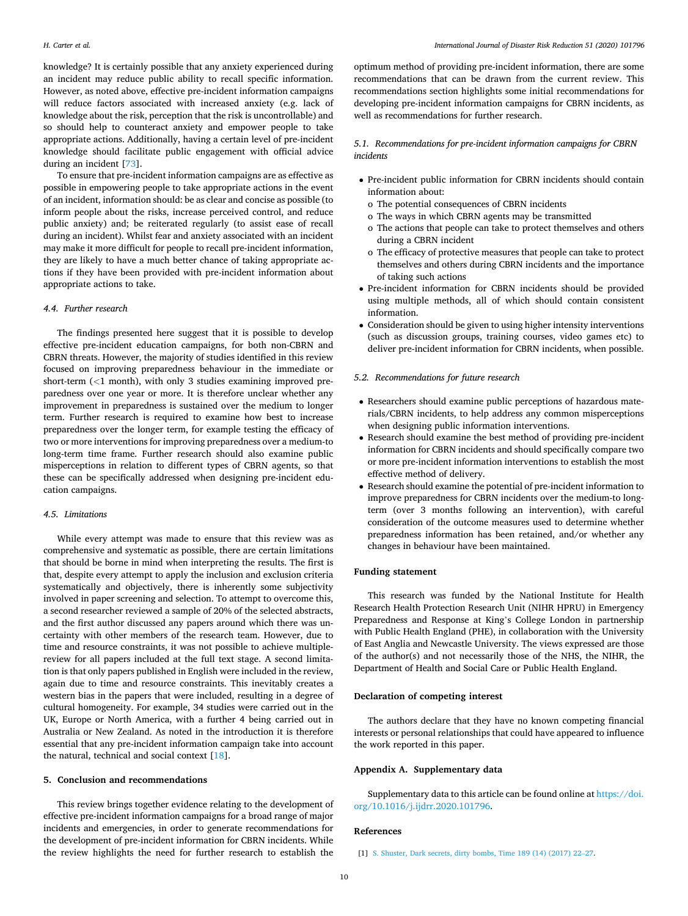knowledge? It is certainly possible that any anxiety experienced during an incident may reduce public ability to recall specific information. However, as noted above, effective pre-incident information campaigns will reduce factors associated with increased anxiety (e.g. lack of knowledge about the risk, perception that the risk is uncontrollable) and so should help to counteract anxiety and empower people to take appropriate actions. Additionally, having a certain level of pre-incident knowledge should facilitate public engagement with official advice during an incident [73].

To ensure that pre-incident information campaigns are as effective as possible in empowering people to take appropriate actions in the event of an incident, information should: be as clear and concise as possible (to inform people about the risks, increase perceived control, and reduce public anxiety) and; be reiterated regularly (to assist ease of recall during an incident). Whilst fear and anxiety associated with an incident may make it more difficult for people to recall pre-incident information, they are likely to have a much better chance of taking appropriate actions if they have been provided with pre-incident information about appropriate actions to take.

### 4.4. Further research

The findings presented here suggest that it is possible to develop effective pre-incident education campaigns, for both non-CBRN and CBRN threats. However, the majority of studies identified in this review focused on improving preparedness behaviour in the immediate or short-term (<1 month), with only 3 studies examining improved preparedness over one year or more. It is therefore unclear whether any improvement in preparedness is sustained over the medium to longer term. Further research is required to examine how best to increase preparedness over the longer term, for example testing the efficacy of two or more interventions for improving preparedness over a medium-to long-term time frame. Further research should also examine public misperceptions in relation to different types of CBRN agents, so that these can be specifically addressed when designing pre-incident education campaigns.

### 4.5. Limitations

While every attempt was made to ensure that this review was as comprehensive and systematic as possible, there are certain limitations that should be borne in mind when interpreting the results. The first is that, despite every attempt to apply the inclusion and exclusion criteria systematically and objectively, there is inherently some subjectivity involved in paper screening and selection. To attempt to overcome this, a second researcher reviewed a sample of 20% of the selected abstracts, and the first author discussed any papers around which there was uncertainty with other members of the research team. However, due to time and resource constraints, it was not possible to achieve multiple-review for all papers included at the full text stage. A second limitation is that only papers published in English were included in the review, again due to time and resource constraints. This inevitably creates a western bias in the papers that were included, resulting in a degree of cultural homogeneity. For example, 34 studies were carried out in the UK, Europe or North America, with a further 4 being carried out in Australia or New Zealand. As noted in the introduction it is therefore essential that any pre-incident information campaign take into account the natural, technical and social context [18].

## 5. Conclusion and recommendations

This review brings together evidence relating to the development of effective pre-incident information campaigns for a broad range of major incidents and emergencies, in order to generate recommendations for the development of pre-incident information for CBRN incidents. While the review highlights the need for further research to establish the optimum method of providing pre-incident information, there are some recommendations that can be drawn from the current review. This recommendations section highlights some initial recommendations for developing pre-incident information campaigns for CBRN incidents, as well as recommendations for further research.

### 5.1. Recommendations for pre-incident information campaigns for CBRN incidents

- Pre-incident public information for CBRN incidents should contain information about:
  - o The potential consequences of CBRN incidents
  - o The ways in which CBRN agents may be transmitted
  - o The actions that people can take to protect themselves and others during a CBRN incident
  - o The efficacy of protective measures that people can take to protect themselves and others during CBRN incidents and the importance of taking such actions
- Pre-incident information for CBRN incidents should be provided using multiple methods, all of which should contain consistent information.
- Consideration should be given to using higher intensity interventions (such as discussion groups, training courses, video games etc) to deliver pre-incident information for CBRN incidents, when possible.

### 5.2. Recommendations for future research

- Researchers should examine public perceptions of hazardous materials/CBRN incidents, to help address any common misperceptions when designing public information interventions.
- Research should examine the best method of providing pre-incident information for CBRN incidents and should specifically compare two or more pre-incident information interventions to establish the most effective method of delivery.
- Research should examine the potential of pre-incident information to improve preparedness for CBRN incidents over the medium-to long-term (over 3 months following an intervention), with careful consideration of the outcome measures used to determine whether preparedness information has been retained, and/or whether any changes in behaviour have been maintained.

## Funding statement

This research was funded by the National Institute for Health Research Health Protection Research Unit (NIHR HPRU) in Emergency Preparedness and Response at King's College London in partnership with Public Health England (PHE), in collaboration with the University of East Anglia and Newcastle University. The views expressed are those of the author(s) and not necessarily those of the NHS, the NIHR, the Department of Health and Social Care or Public Health England.

## Declaration of competing interest

The authors declare that they have no known competing financial interests or personal relationships that could have appeared to influence the work reported in this paper.

## Appendix A. Supplementary data

Supplementary data to this article can be found online at https://doi.org/10.1016/j.ijdrr.2020.101796.

## References

[1] S. Shuster, Dark secrets, dirty bombs, Time 189 (14) (2017) 22–27.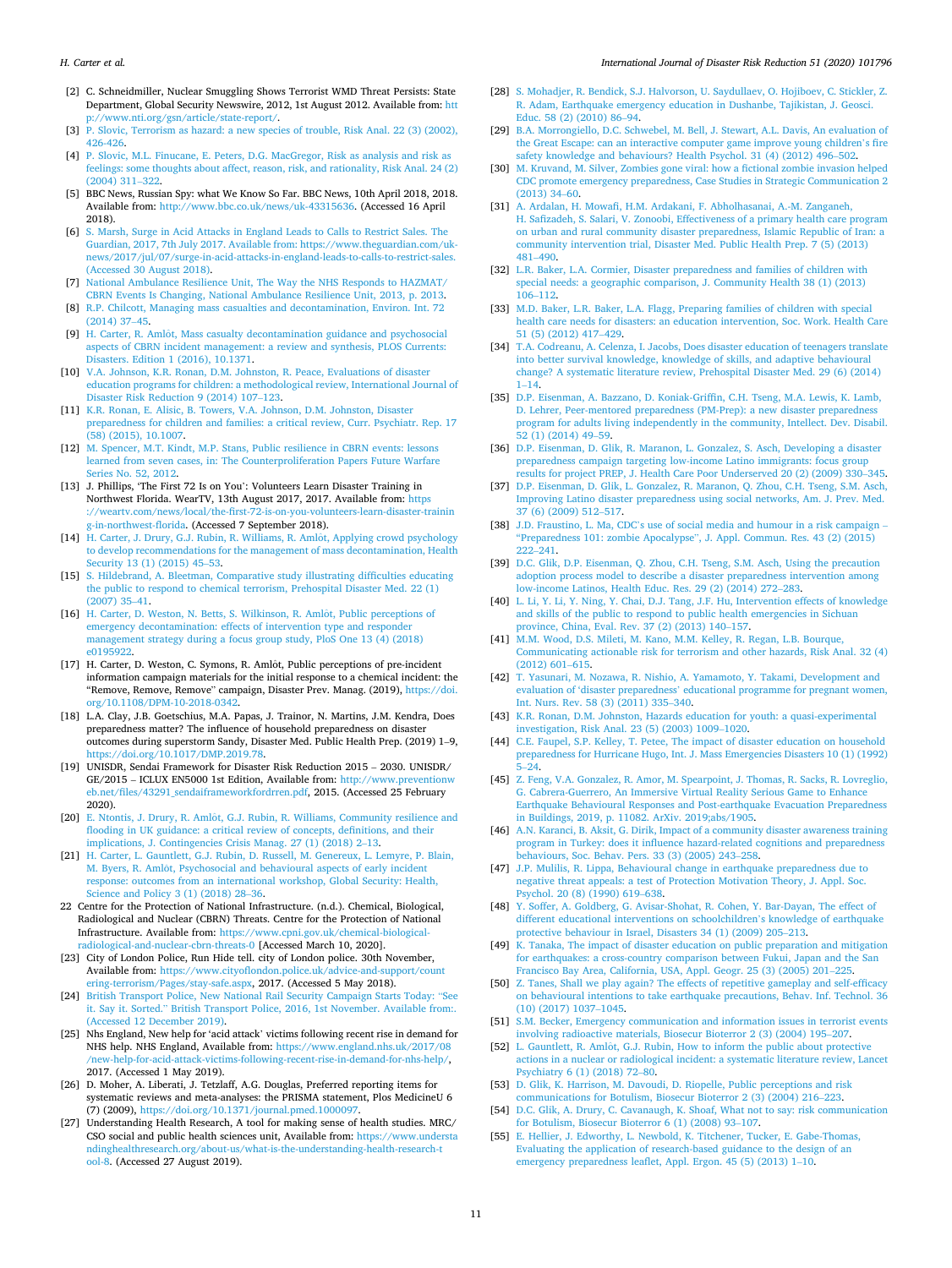[2] C. Schneidmiller, Nuclear Smuggling Shows Terrorist WMD Threat Persists: State Department, Global Security Newswire, 2012, 1st August 2012. Available from: http://www.nti.org/gsn/article/state-report/.

[3] P. Slovic, Terrorism as hazard: a new species of trouble, Risk Anal. 22 (3) (2002), 426-426.

[4] P. Slovic, M.L. Finucane, E. Peters, D.G. MacGregor, Risk as analysis and risk as feelings: some thoughts about affect, reason, risk, and rationality, Risk Anal. 24 (2) (2004) 311–322.

[5] BBC News, Russian Spy: what We Know So Far. BBC News, 10th April 2018, 2018. Available from: http://www.bbc.co.uk/news/uk-43315636. (Accessed 16 April 2018).

[6] S. Marsh, Surge in Acid Attacks in England Leads to Calls to Restrict Sales. The Guardian, 2017, 7th July 2017. Available from: https://www.theguardian.com/uk-news/2017/jul/07/surge-in-acid-attacks-in-england-leads-to-calls-to-restrict-sales. (Accessed 30 August 2018).

[7] National Ambulance Resilience Unit, The Way the NHS Responds to HAZMAT/CBRN Events Is Changing, National Ambulance Resilience Unit, 2013, p. 2013.

[8] R.P. Chilcott, Managing mass casualties and decontamination, Environ. Int. 72 (2014) 37–45.

[9] H. Carter, R. Amlôt, Mass casualty decontamination guidance and psychosocial aspects of CBRN incident management: a review and synthesis, PLOS Currents: Disasters. Edition 1 (2016), 10.1371.

[10] V.A. Johnson, K.R. Ronan, D.M. Johnston, R. Peace, Evaluations of disaster education programs for children: a methodological review, International Journal of Disaster Risk Reduction 9 (2014) 107–123.

[11] K.R. Ronan, E. Alisic, B. Towers, V.A. Johnson, D.M. Johnston, Disaster preparedness for children and families: a critical review, Curr. Psychiatr. Rep. 17 (58) (2015), 10.1007.

[12] M. Spencer, M.T. Kindt, M.P. Stans, Public resilience in CBRN events: lessons learned from seven cases, in: The Counterproliferation Papers Future Warfare Series No. 52, 2012.

[13] J. Phillips, 'The First 72 Is on You': Volunteers Learn Disaster Training in Northwest Florida. WearTV, 13th August 2017, 2017. Available from: https://weartv.com/news/local/the-first-72-is-on-you-volunteers-learn-disaster-training-in-northwest-florida. (Accessed 7 September 2018).

[14] H. Carter, J. Drury, G.J. Rubin, R. Williams, R. Amlôt, Applying crowd psychology to develop recommendations for the management of mass decontamination, Health Security 13 (1) (2015) 45–53.

[15] S. Hildebrand, A. Bleetman, Comparative study illustrating difficulties educating the public to respond to chemical terrorism, Prehospital Disaster Med. 22 (1) (2007) 35–41.

[16] H. Carter, D. Weston, N. Betts, S. Wilkinson, R. Amlôt, Public perceptions of emergency decontamination: effects of intervention type and responder management strategy during a focus group study, PloS One 13 (4) (2018) e0195922.

[17] H. Carter, D. Weston, C. Symons, R. Amlôt, Public perceptions of pre-incident information campaign materials for the initial response to a chemical incident: the "Remove, Remove, Remove" campaign, Disaster Prev. Manag. (2019), https://doi.org/10.1108/DPM-10-2018-0342.

[18] L.A. Clay, J.B. Goetschius, M.A. Papas, J. Trainor, N. Martins, J.M. Kendra, Does preparedness matter? The influence of household preparedness on disaster outcomes during superstorm Sandy, Disaster Med. Public Health Prep. (2019) 1–9, https://doi.org/10.1017/DMP.2019.78.

[19] UNISDR, Sendai Framework for Disaster Risk Reduction 2015 – 2030. UNISDR/GE/2015 – ICLUX EN5000 1st Edition, Available from: http://www.preventionweb.net/files/43291_sendaiframeworkfordrren.pdf, 2015. (Accessed 25 February 2020).

[20] E. Ntontis, J. Drury, R. Amlôt, G.J. Rubin, R. Williams, Community resilience and flooding in UK guidance: a critical review of concepts, definitions, and their implications, J. Contingencies Crisis Manag. 27 (1) (2018) 2–13.

[21] H. Carter, L. Gauntlett, G.J. Rubin, D. Russell, M. Genereux, L. Lemyre, P. Blain, M. Byers, R. Amlôt, Psychosocial and behavioural aspects of early incident response: outcomes from an international workshop, Global Security: Health, Science and Policy 3 (1) (2018) 28–36.

22 Centre for the Protection of National Infrastructure. (n.d.). Chemical, Biological, Radiological and Nuclear (CBRN) Threats. Centre for the Protection of National Infrastructure. Available from: https://www.cpni.gov.uk/chemical-biological-radiological-and-nuclear-cbrn-threats-0 [Accessed March 10, 2020].

[23] City of London Police, Run Hide tell. city of London police. 30th November, Available from: https://www.cityoflondon.police.uk/advice-and-support/countering-terrorism/Pages/stay-safe.aspx, 2017. (Accessed 5 May 2018).

[24] British Transport Police, New National Rail Security Campaign Starts Today: "See it. Say it. Sorted." British Transport Police, 2016, 1st November. Available from:. (Accessed 12 December 2019).

[25] Nhs England, New help for 'acid attack' victims following recent rise in demand for NHS help. NHS England, Available from: https://www.england.nhs.uk/2017/08/new-help-for-acid-attack-victims-following-recent-rise-in-demand-for-nhs-help/, 2017. (Accessed 1 May 2019).

[26] D. Moher, A. Liberati, J. Tetzlaff, A.G. Douglas, Preferred reporting items for systematic reviews and meta-analyses: the PRISMA statement, Plos MedicineU 6 (7) (2009), https://doi.org/10.1371/journal.pmed.1000097.

[27] Understanding Health Research, A tool for making sense of health studies. MRC/CSO social and public health sciences unit, Available from: https://www.understandinghealthresearch.org/about-us/what-is-the-understanding-health-research-tool-8. (Accessed 27 August 2019).

[28] S. Mohadjer, R. Bendick, S.J. Halvorson, U. Saydullaev, O. Hojiboev, C. Stickler, Z. R. Adam, Earthquake emergency education in Dushanbe, Tajikistan, J. Geosci. Educ. 58 (2) (2010) 86–94.

[29] B.A. Morrongiello, D.C. Schwebel, M. Bell, J. Stewart, A.L. Davis, An evaluation of the Great Escape: can an interactive computer game improve young children's fire safety knowledge and behaviours? Health Psychol. 31 (4) (2012) 496–502.

[30] M. Kruvand, M. Silver, Zombies gone viral: how a fictional zombie invasion helped CDC promote emergency preparedness, Case Studies in Strategic Communication 2 (2013) 34–60.

[31] A. Ardalan, H. Mowafi, H.M. Ardakani, F. Abholhasanai, A.-M. Zanganeh, H. Safizadeh, S. Salari, V. Zonoobi, Effectiveness of a primary health care program on urban and rural community disaster preparedness, Islamic Republic of Iran: a community intervention trial, Disaster Med. Public Health Prep. 7 (5) (2013) 481–490.

[32] L.R. Baker, L.A. Cormier, Disaster preparedness and families of children with special needs: a geographic comparison, J. Community Health 38 (1) (2013) 106–112.

[33] M.D. Baker, L.R. Baker, L.A. Flagg, Preparing families of children with special health care needs for disasters: an education intervention, Soc. Work. Health Care 51 (5) (2012) 417–429.

[34] T.A. Codreanu, A. Celenza, I. Jacobs, Does disaster education of teenagers translate into better survival knowledge, knowledge of skills, and adaptive behavioural change? A systematic literature review, Prehospital Disaster Med. 29 (6) (2014) 1–14.

[35] D.P. Eisenman, A. Bazzano, D. Koniak-Griffin, C.H. Tseng, M.A. Lewis, K. Lamb, D. Lehrer, Peer-mentored preparedness (PM-Prep): a new disaster preparedness program for adults living independently in the community, Intellect. Dev. Disabil. 52 (1) (2014) 49–59.

[36] D.P. Eisenman, D. Glik, R. Maranon, L. Gonzalez, S. Asch, Developing a disaster preparedness campaign targeting low-income Latino immigrants: focus group results for project PREP, J. Health Care Poor Underserved 20 (2) (2009) 330–345.

[37] D.P. Eisenman, D. Glik, L. Gonzalez, R. Maranon, Q. Zhou, C.H. Tseng, S.M. Asch, Improving Latino disaster preparedness using social networks, Am. J. Prev. Med. 37 (6) (2009) 512–517.

[38] J.D. Fraustino, L. Ma, CDC's use of social media and humour in a risk campaign – "Preparedness 101: zombie Apocalypse", J. Appl. Commun. Res. 43 (2) (2015) 222–241.

[39] D.C. Glik, D.P. Eisenman, Q. Zhou, C.H. Tseng, S.M. Asch, Using the precaution adoption process model to describe a disaster preparedness intervention among low-income Latinos, Health Educ. Res. 29 (2) (2014) 272–283.

[40] L. Li, Y. Li, Y. Ning, Y. Chai, D.J. Tang, J.F. Hu, Intervention effects of knowledge and skills of the public to respond to public health emergencies in Sichuan province, China, Eval. Rev. 37 (2) (2013) 140–157.

[41] M.M. Wood, D.S. Mileti, M. Kano, M.M. Kelley, R. Regan, L.B. Bourque, Communicating actionable risk for terrorism and other hazards, Risk Anal. 32 (4) (2012) 601–615.

[42] T. Yasunari, M. Nozawa, R. Nishio, A. Yamamoto, Y. Takami, Development and evaluation of 'disaster preparedness' educational programme for pregnant women, Int. Nurs. Rev. 58 (3) (2011) 335–340.

[43] K.R. Ronan, D.M. Johnston, Hazards education for youth: a quasi-experimental investigation, Risk Anal. 23 (5) (2003) 1009–1020.

[44] C.E. Faupel, S.P. Kelley, T. Petee, The impact of disaster education on household preparedness for Hurricane Hugo, Int. J. Mass Emergencies Disasters 10 (1) (1992) 5–24.

[45] Z. Feng, V.A. Gonzalez, R. Amor, M. Spearpoint, J. Thomas, R. Sacks, R. Lovreglio, G. Cabrera-Guerrero, An Immersive Virtual Reality Serious Game to Enhance Earthquake Behavioural Responses and Post-earthquake Evacuation Preparedness in Buildings, 2019, p. 11082. ArXiv. 2019;abs/1905.

[46] A.N. Karanci, B. Aksit, G. Dirik, Impact of a community disaster awareness training program in Turkey: does it influence hazard-related cognitions and preparedness behaviours, Soc. Behav. Pers. 33 (3) (2005) 243–258.

[47] J.P. Mulilis, R. Lippa, Behavioural change in earthquake preparedness due to negative threat appeals: a test of Protection Motivation Theory, J. Appl. Soc. Psychol. 20 (8) (1990) 619–638.

[48] Y. Soffer, A. Goldberg, G. Avisar-Shohat, R. Cohen, Y. Bar-Dayan, The effect of different educational interventions on schoolchildren's knowledge of earthquake protective behaviour in Israel, Disasters 34 (1) (2009) 205–213.

[49] K. Tanaka, The impact of disaster education on public preparation and mitigation for earthquakes: a cross-country comparison between Fukui, Japan and the San Francisco Bay Area, California, USA, Appl. Geogr. 25 (3) (2005) 201–225.

[50] Z. Tanes, Shall we play again? The effects of repetitive gameplay and self-efficacy on behavioural intentions to take earthquake precautions, Behav. Inf. Technol. 36 (10) (2017) 1037–1045.

[51] S.M. Becker, Emergency communication and information issues in terrorist events involving radioactive materials, Biosecur Bioterror 2 (3) (2004) 195–207.

[52] L. Gauntlett, R. Amlôt, G.J. Rubin, How to inform the public about protective actions in a nuclear or radiological incident: a systematic literature review, Lancet Psychiatry 6 (1) (2018) 72–80.

[53] D. Glik, K. Harrison, M. Davoudi, D. Riopelle, Public perceptions and risk communications for Botulism, Biosecur Bioterror 2 (3) (2004) 216–223.

[54] D.C. Glik, A. Drury, C. Cavanaugh, K. Shoaf, What not to say: risk communication for Botulism, Biosecur Bioterror 6 (1) (2008) 93–107.

[55] E. Hellier, J. Edworthy, L. Newbold, K. Titchener, Tucker, E. Gabe-Thomas, Evaluating the application of research-based guidance to the design of an emergency preparedness leaflet, Appl. Ergon. 45 (5) (2013) 1–10.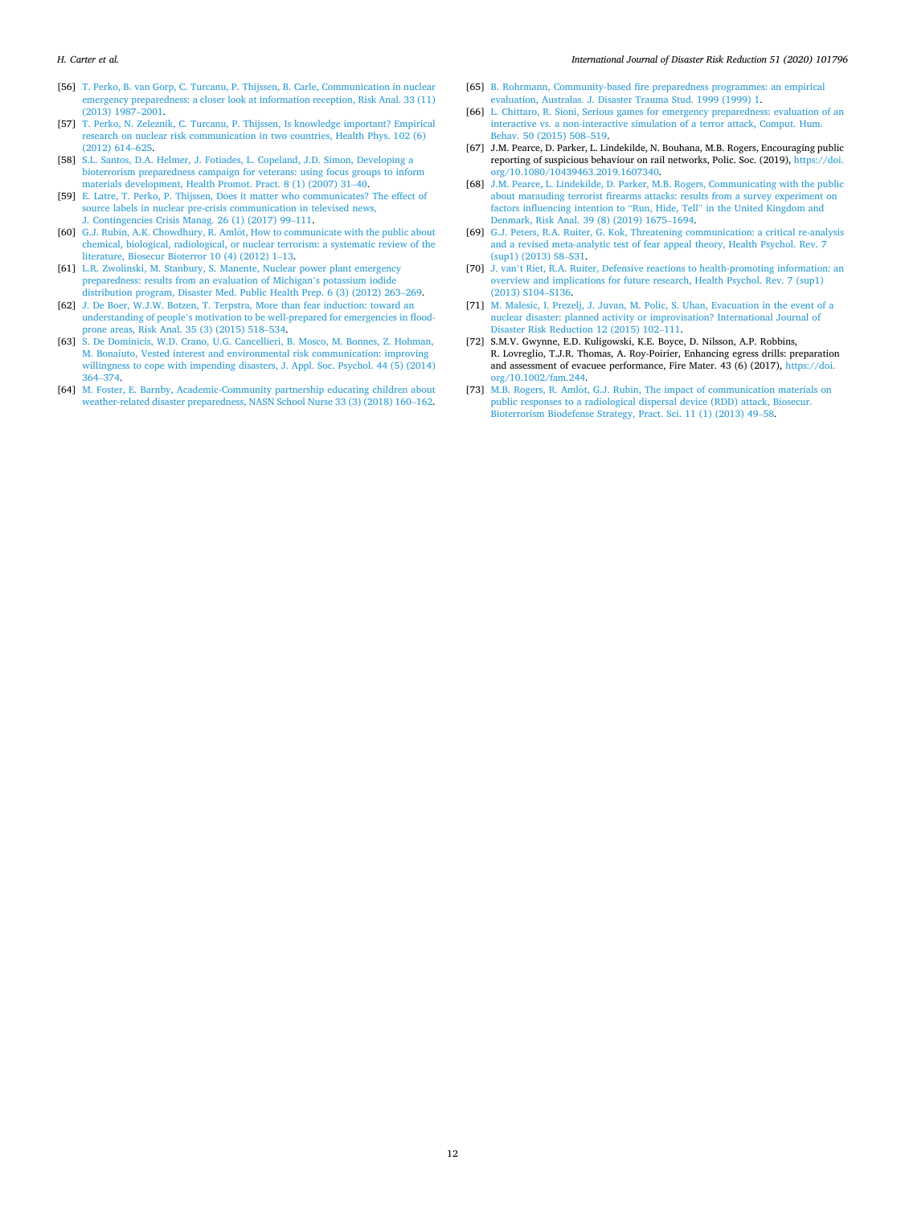[56] T. Perko, B. van Gorp, C. Turcanu, P. Thijssen, B. Carle, Communication in nuclear emergency preparedness: a closer look at information reception, Risk Anal. 33 (11) (2013) 1987–2001.

[57] T. Perko, N. Zeleznik, C. Turcanu, P. Thijssen, Is knowledge important? Empirical research on nuclear risk communication in two countries, Health Phys. 102 (6) (2012) 614–625.

[58] S.L. Santos, D.A. Helmer, J. Fotiades, L. Copeland, J.D. Simon, Developing a bioterrorism preparedness campaign for veterans: using focus groups to inform materials development, Health Promot. Pract. 8 (1) (2007) 31–40.

[59] E. Latre, T. Perko, P. Thijssen, Does it matter who communicates? The effect of source labels in nuclear pre-crisis communication in televised news, J. Contingencies Crisis Manag. 26 (1) (2017) 99–111.

[60] G.J. Rubin, A.K. Chowdhury, R. Amlôt, How to communicate with the public about chemical, biological, radiological, or nuclear terrorism: a systematic review of the literature, Biosecur Bioterror 10 (4) (2012) 1–13.

[61] L.R. Zwolinski, M. Stanbury, S. Manente, Nuclear power plant emergency preparedness: results from an evaluation of Michigan's potassium iodide distribution program, Disaster Med. Public Health Prep. 6 (3) (2012) 263–269.

[62] J. De Boer, W.J.W. Botzen, T. Terpstra, More than fear induction: toward an understanding of people's motivation to be well-prepared for emergencies in flood-prone areas, Risk Anal. 35 (3) (2015) 518–534.

[63] S. De Dominicis, W.D. Crano, U.G. Cancellieri, B. Mosco, M. Bonnes, Z. Hohman, M. Bonaiuto, Vested interest and environmental risk communication: improving willingness to cope with impending disasters, J. Appl. Soc. Psychol. 44 (5) (2014) 364–374.

[64] M. Foster, E. Barnby, Academic-Community partnership educating children about weather-related disaster preparedness, NASN School Nurse 33 (3) (2018) 160–162.

[65] B. Rohrmann, Community-based fire preparedness programmes: an empirical evaluation, Australas. J. Disaster Trauma Stud. 1999 (1999) 1.

[66] L. Chittaro, R. Sioni, Serious games for emergency preparedness: evaluation of an interactive vs. a non-interactive simulation of a terror attack, Comput. Hum. Behav. 50 (2015) 508–519.

[67] J.M. Pearce, D. Parker, L. Lindekilde, N. Bouhana, M.B. Rogers, Encouraging public reporting of suspicious behaviour on rail networks, Polic. Soc. (2019), https://doi.org/10.1080/10439463.2019.1607340.

[68] J.M. Pearce, L. Lindekilde, D. Parker, M.B. Rogers, Communicating with the public about marauding terrorist firearms attacks: results from a survey experiment on factors influencing intention to "Run, Hide, Tell" in the United Kingdom and Denmark, Risk Anal. 39 (8) (2019) 1675–1694.

[69] G.J. Peters, R.A. Ruiter, G. Kok, Threatening communication: a critical re-analysis and a revised meta-analytic test of fear appeal theory, Health Psychol. Rev. 7 (sup1) (2013) S8–S31.

[70] J. van't Riet, R.A. Ruiter, Defensive reactions to health-promoting information: an overview and implications for future research, Health Psychol. Rev. 7 (sup1) (2013) S104–S136.

[71] M. Malesic, I. Prezelj, J. Juvan, M. Polic, S. Uhan, Evacuation in the event of a nuclear disaster: planned activity or improvisation? International Journal of Disaster Risk Reduction 12 (2015) 102–111.

[72] S.M.V. Gwynne, E.D. Kuligowski, K.E. Boyce, D. Nilsson, A.P. Robbins, R. Lovreglio, T.J.R. Thomas, A. Roy-Poirier, Enhancing egress drills: preparation and assessment of evacuee performance, Fire Mater. 43 (6) (2017), https://doi.org/10.1002/fam.244.

[73] M.B. Rogers, R. Amlôt, G.J. Rubin, The impact of communication materials on public responses to a radiological dispersal device (RDD) attack, Biosecur. Bioterrorism Biodefense Strategy, Pract. Sci. 11 (1) (2013) 49–58.